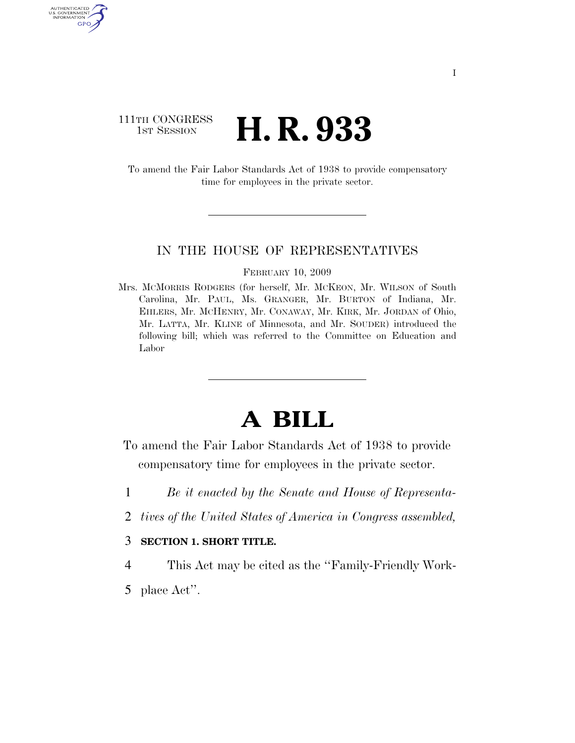111TH CONGRESS
1ST SESSION

# H. R. 933

To amend the Fair Labor Standards Act of 1938 to provide compensatory time for employees in the private sector.

IN THE HOUSE OF REPRESENTATIVES

FEBRUARY 10, 2009

Mrs. MCMORRIS RODGERS (for herself, Mr. MCKEON, Mr. WILSON of South Carolina, Mr. PAUL, Ms. GRANGER, Mr. BURTON of Indiana, Mr. EHLERS, Mr. MCHENRY, Mr. CONAWAY, Mr. KIRK, Mr. JORDAN of Ohio, Mr. LATTA, Mr. KLINE of Minnesota, and Mr. SOUDER) introduced the following bill; which was referred to the Committee on Education and Labor

# A BILL

To amend the Fair Labor Standards Act of 1938 to provide compensatory time for employees in the private sector.

1 *Be it enacted by the Senate and House of Representa-*
2 *tives of the United States of America in Congress assembled,*

3 **SECTION 1. SHORT TITLE.**

4 This Act may be cited as the ''Family-Friendly Work-
5 place Act''.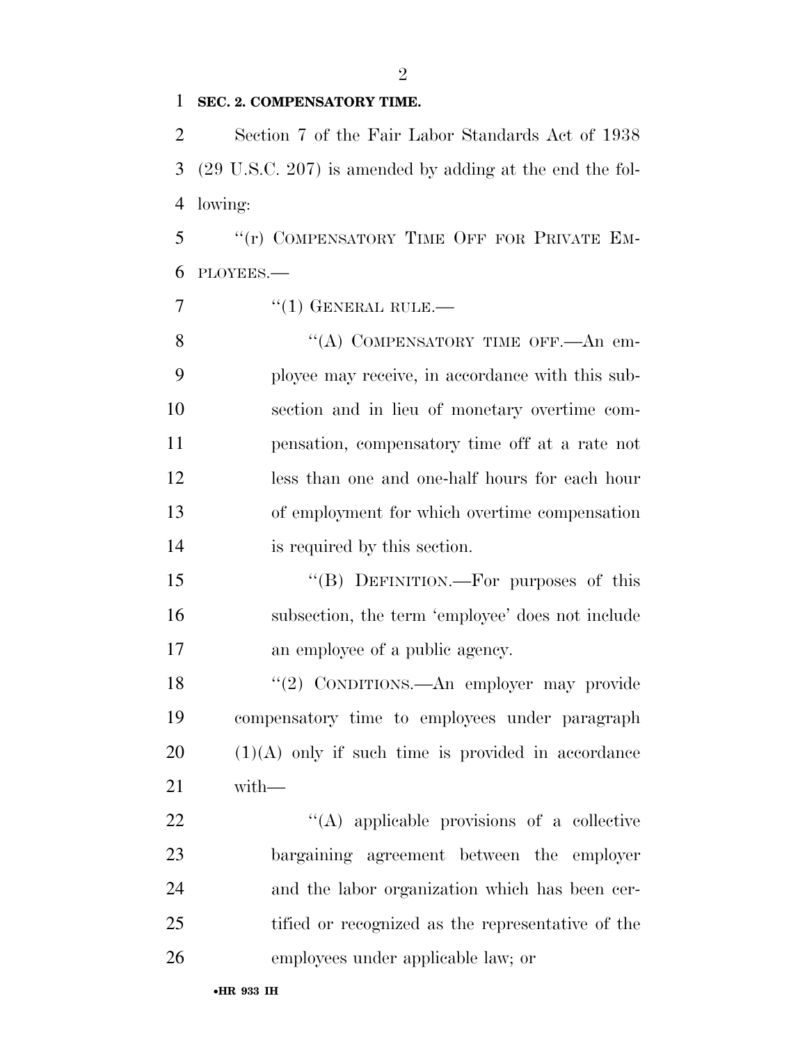**SEC. 2. COMPENSATORY TIME.**

Section 7 of the Fair Labor Standards Act of 1938 (29 U.S.C. 207) is amended by adding at the end the following:

"(r) COMPENSATORY TIME OFF FOR PRIVATE EMPLOYEES.—

"(1) GENERAL RULE.—

"(A) COMPENSATORY TIME OFF.—An employee may receive, in accordance with this subsection and in lieu of monetary overtime compensation, compensatory time off at a rate not less than one and one-half hours for each hour of employment for which overtime compensation is required by this section.

"(B) DEFINITION.—For purposes of this subsection, the term 'employee' does not include an employee of a public agency.

"(2) CONDITIONS.—An employer may provide compensatory time to employees under paragraph (1)(A) only if such time is provided in accordance with—

"(A) applicable provisions of a collective bargaining agreement between the employer and the labor organization which has been certified or recognized as the representative of the employees under applicable law; or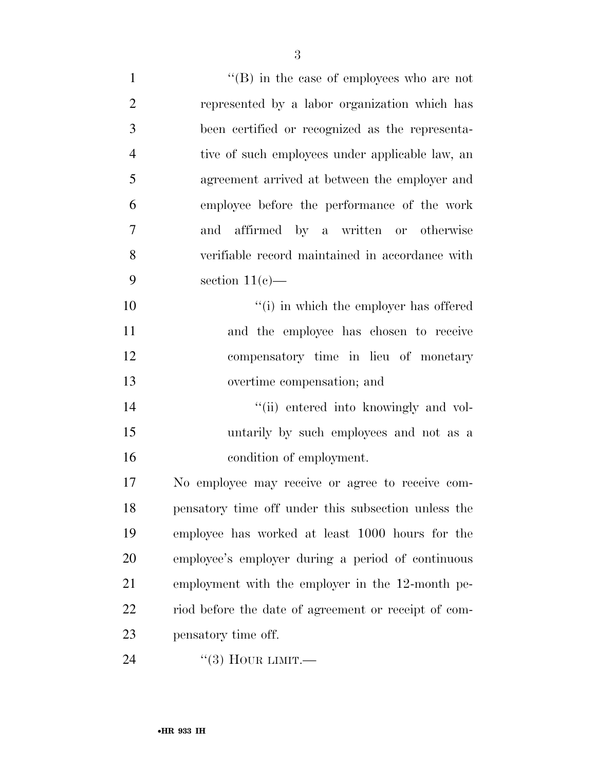''(B) in the case of employees who are not represented by a labor organization which has been certified or recognized as the representative of such employees under applicable law, an agreement arrived at between the employer and employee before the performance of the work and affirmed by a written or otherwise verifiable record maintained in accordance with section 11(c)—

''(i) in which the employer has offered and the employee has chosen to receive compensatory time in lieu of monetary overtime compensation; and

''(ii) entered into knowingly and voluntarily by such employees and not as a condition of employment.

No employee may receive or agree to receive compensatory time off under this subsection unless the employee has worked at least 1000 hours for the employee's employer during a period of continuous employment with the employer in the 12-month period before the date of agreement or receipt of compensatory time off.

''(3) HOUR LIMIT.—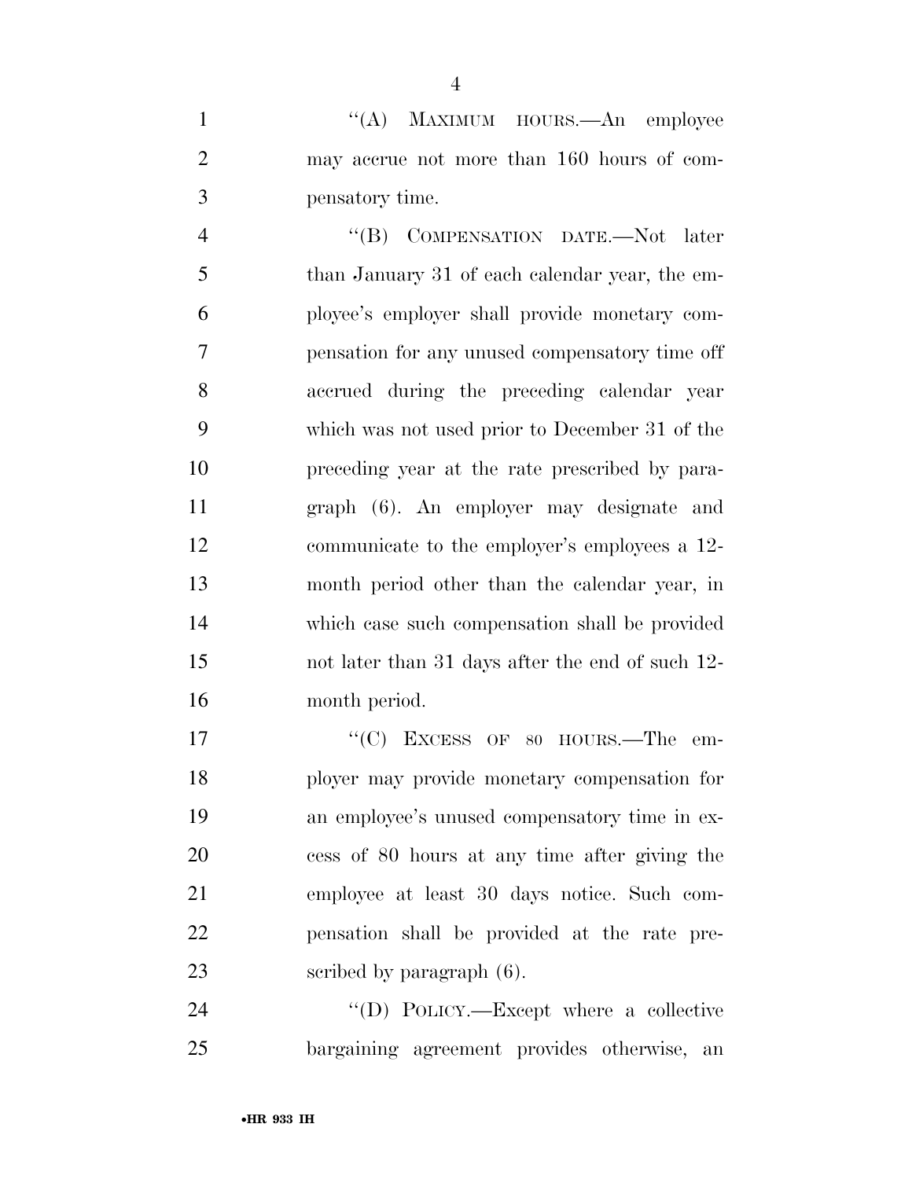"(A) MAXIMUM HOURS.—An employee may accrue not more than 160 hours of compensatory time.

"(B) COMPENSATION DATE.—Not later than January 31 of each calendar year, the employee's employer shall provide monetary compensation for any unused compensatory time off accrued during the preceding calendar year which was not used prior to December 31 of the preceding year at the rate prescribed by paragraph (6). An employer may designate and communicate to the employer's employees a 12-month period other than the calendar year, in which case such compensation shall be provided not later than 31 days after the end of such 12-month period.

"(C) EXCESS OF 80 HOURS.—The employer may provide monetary compensation for an employee's unused compensatory time in excess of 80 hours at any time after giving the employee at least 30 days notice. Such compensation shall be provided at the rate prescribed by paragraph (6).

"(D) POLICY.—Except where a collective bargaining agreement provides otherwise, an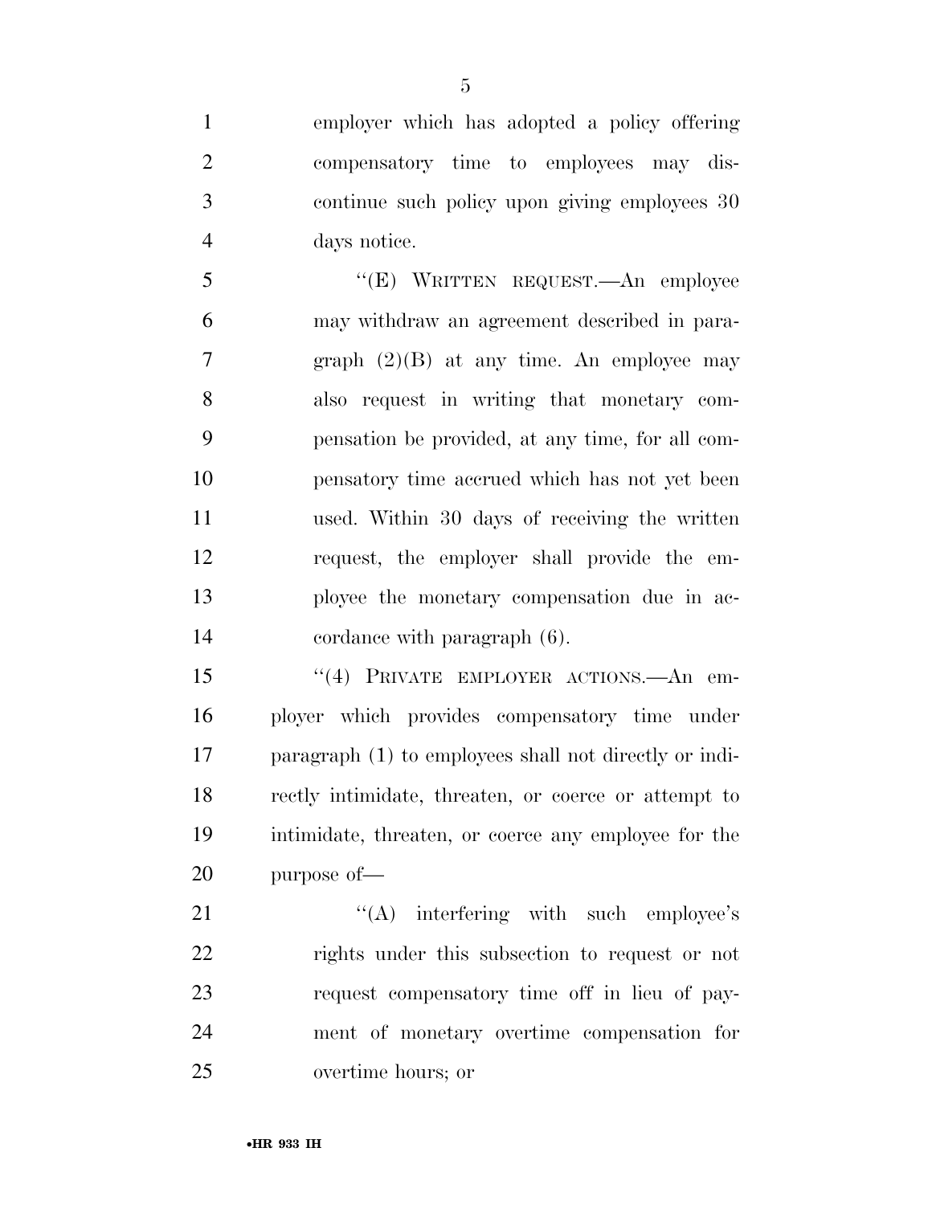employer which has adopted a policy offering compensatory time to employees may discontinue such policy upon giving employees 30 days notice.

"(E) WRITTEN REQUEST.—An employee may withdraw an agreement described in paragraph (2)(B) at any time. An employee may also request in writing that monetary compensation be provided, at any time, for all compensatory time accrued which has not yet been used. Within 30 days of receiving the written request, the employer shall provide the employee the monetary compensation due in accordance with paragraph (6).

"(4) PRIVATE EMPLOYER ACTIONS.—An employer which provides compensatory time under paragraph (1) to employees shall not directly or indirectly intimidate, threaten, or coerce or attempt to intimidate, threaten, or coerce any employee for the purpose of—

"(A) interfering with such employee's rights under this subsection to request or not request compensatory time off in lieu of payment of monetary overtime compensation for overtime hours; or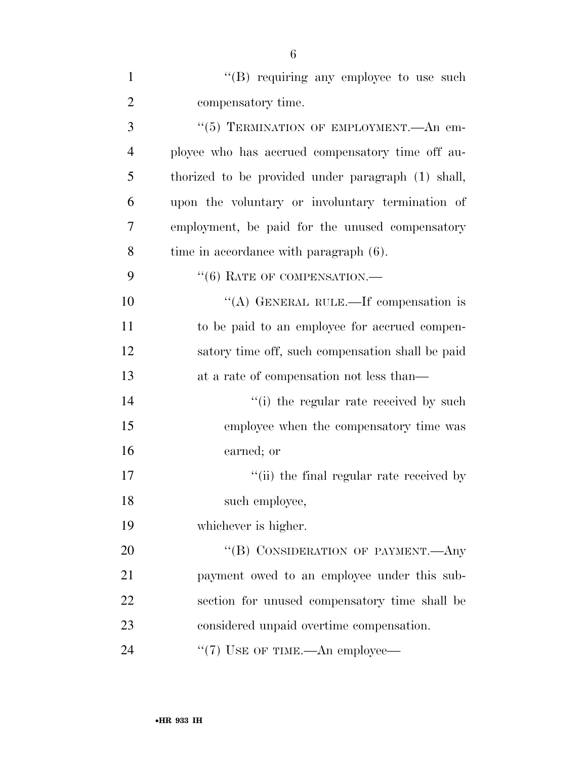"(B) requiring any employee to use such compensatory time.

"(5) TERMINATION OF EMPLOYMENT.—An employee who has accrued compensatory time off authorized to be provided under paragraph (1) shall, upon the voluntary or involuntary termination of employment, be paid for the unused compensatory time in accordance with paragraph (6).

"(6) RATE OF COMPENSATION.—

"(A) GENERAL RULE.—If compensation is to be paid to an employee for accrued compensatory time off, such compensation shall be paid at a rate of compensation not less than—

"(i) the regular rate received by such employee when the compensatory time was earned; or

"(ii) the final regular rate received by such employee,

whichever is higher.

"(B) CONSIDERATION OF PAYMENT.—Any payment owed to an employee under this subsection for unused compensatory time shall be considered unpaid overtime compensation.

"(7) USE OF TIME.—An employee—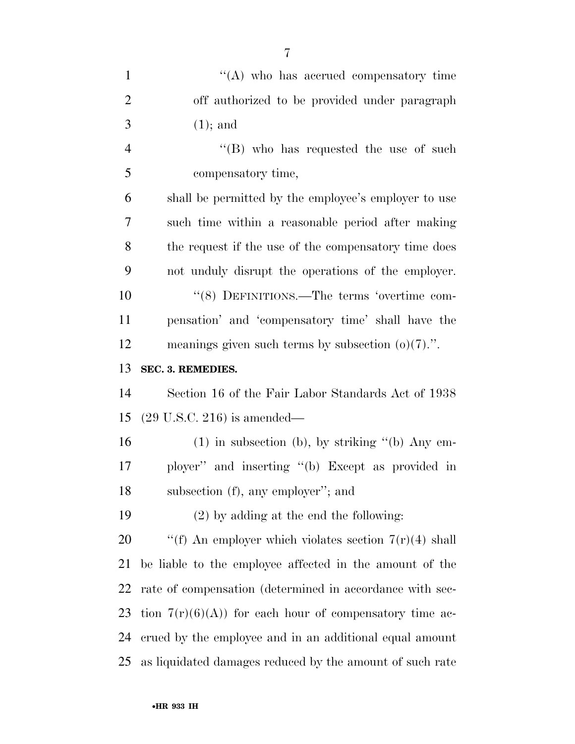"(A) who has accrued compensatory time off authorized to be provided under paragraph (1); and

"(B) who has requested the use of such compensatory time,

shall be permitted by the employee's employer to use such time within a reasonable period after making the request if the use of the compensatory time does not unduly disrupt the operations of the employer.

"(8) DEFINITIONS.—The terms 'overtime compensation' and 'compensatory time' shall have the meanings given such terms by subsection (o)(7).".

**SEC. 3. REMEDIES.**

Section 16 of the Fair Labor Standards Act of 1938 (29 U.S.C. 216) is amended—

(1) in subsection (b), by striking "(b) Any employer" and inserting "(b) Except as provided in subsection (f), any employer"; and

(2) by adding at the end the following:

"(f) An employer which violates section 7(r)(4) shall be liable to the employee affected in the amount of the rate of compensation (determined in accordance with section 7(r)(6)(A)) for each hour of compensatory time accrued by the employee and in an additional equal amount as liquidated damages reduced by the amount of such rate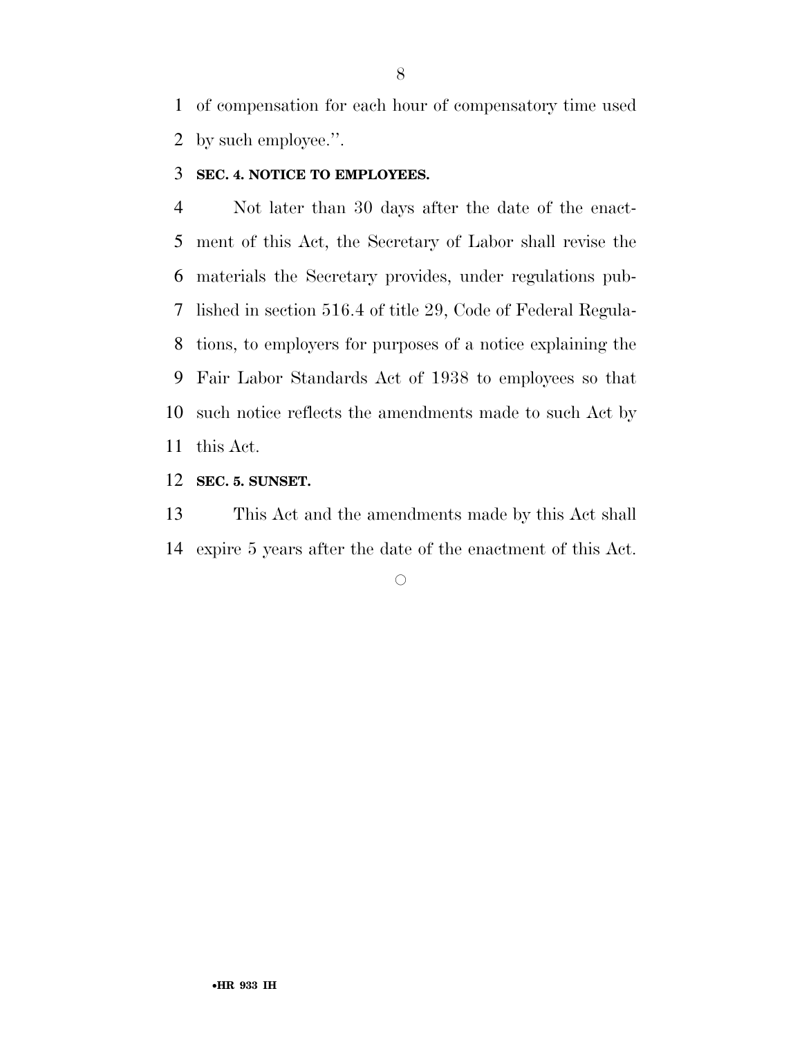of compensation for each hour of compensatory time used by such employee.''.

**SEC. 4. NOTICE TO EMPLOYEES.**

Not later than 30 days after the date of the enactment of this Act, the Secretary of Labor shall revise the materials the Secretary provides, under regulations published in section 516.4 of title 29, Code of Federal Regulations, to employers for purposes of a notice explaining the Fair Labor Standards Act of 1938 to employees so that such notice reflects the amendments made to such Act by this Act.

**SEC. 5. SUNSET.**

This Act and the amendments made by this Act shall expire 5 years after the date of the enactment of this Act.

○